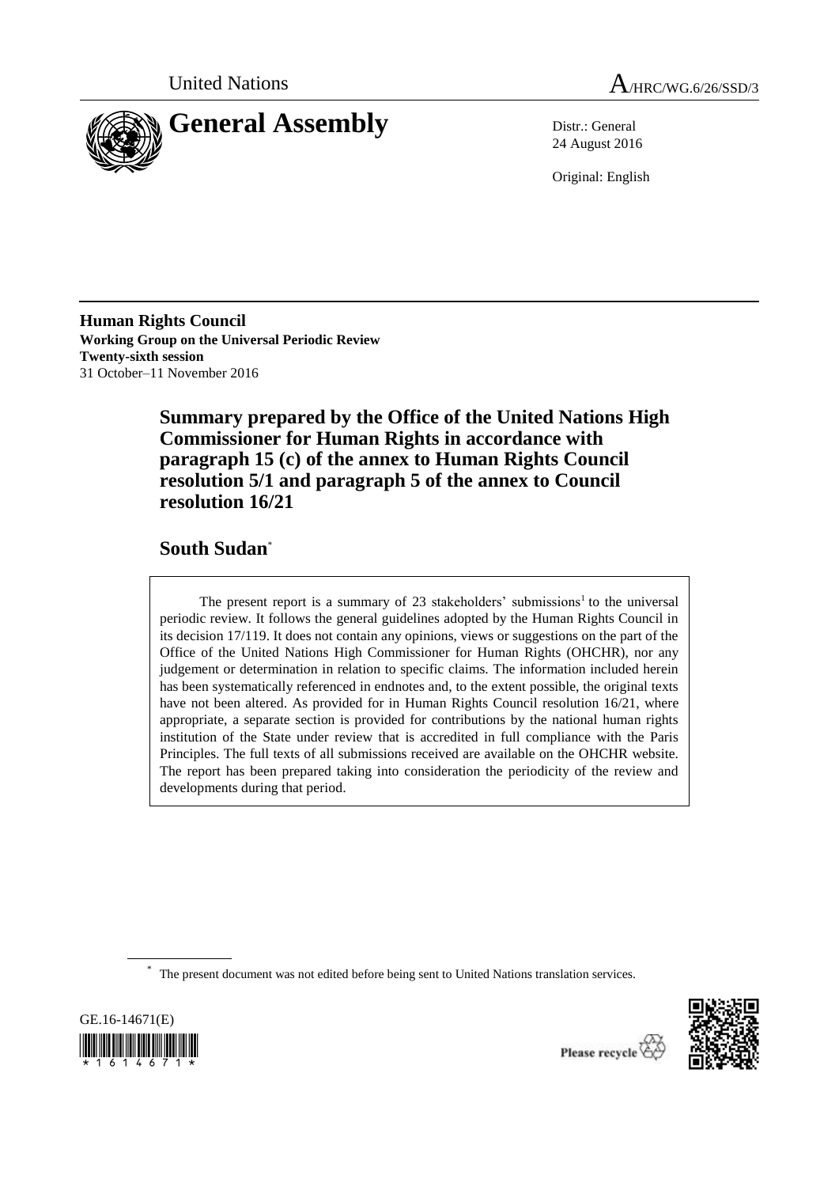United Nations A/HRC/WG.6/26/SSD/3

# General Assembly

Distr.: General
24 August 2016

Original: English

**Human Rights Council**
**Working Group on the Universal Periodic Review**
**Twenty-sixth session**
31 October–11 November 2016

## Summary prepared by the Office of the United Nations High Commissioner for Human Rights in accordance with paragraph 15 (c) of the annex to Human Rights Council resolution 5/1 and paragraph 5 of the annex to Council resolution 16/21

## South Sudan*

The present report is a summary of 23 stakeholders' submissions[1] to the universal periodic review. It follows the general guidelines adopted by the Human Rights Council in its decision 17/119. It does not contain any opinions, views or suggestions on the part of the Office of the United Nations High Commissioner for Human Rights (OHCHR), nor any judgement or determination in relation to specific claims. The information included herein has been systematically referenced in endnotes and, to the extent possible, the original texts have not been altered. As provided for in Human Rights Council resolution 16/21, where appropriate, a separate section is provided for contributions by the national human rights institution of the State under review that is accredited in full compliance with the Paris Principles. The full texts of all submissions received are available on the OHCHR website. The report has been prepared taking into consideration the periodicity of the review and developments during that period.

* The present document was not edited before being sent to United Nations translation services.

GE.16-14671(E)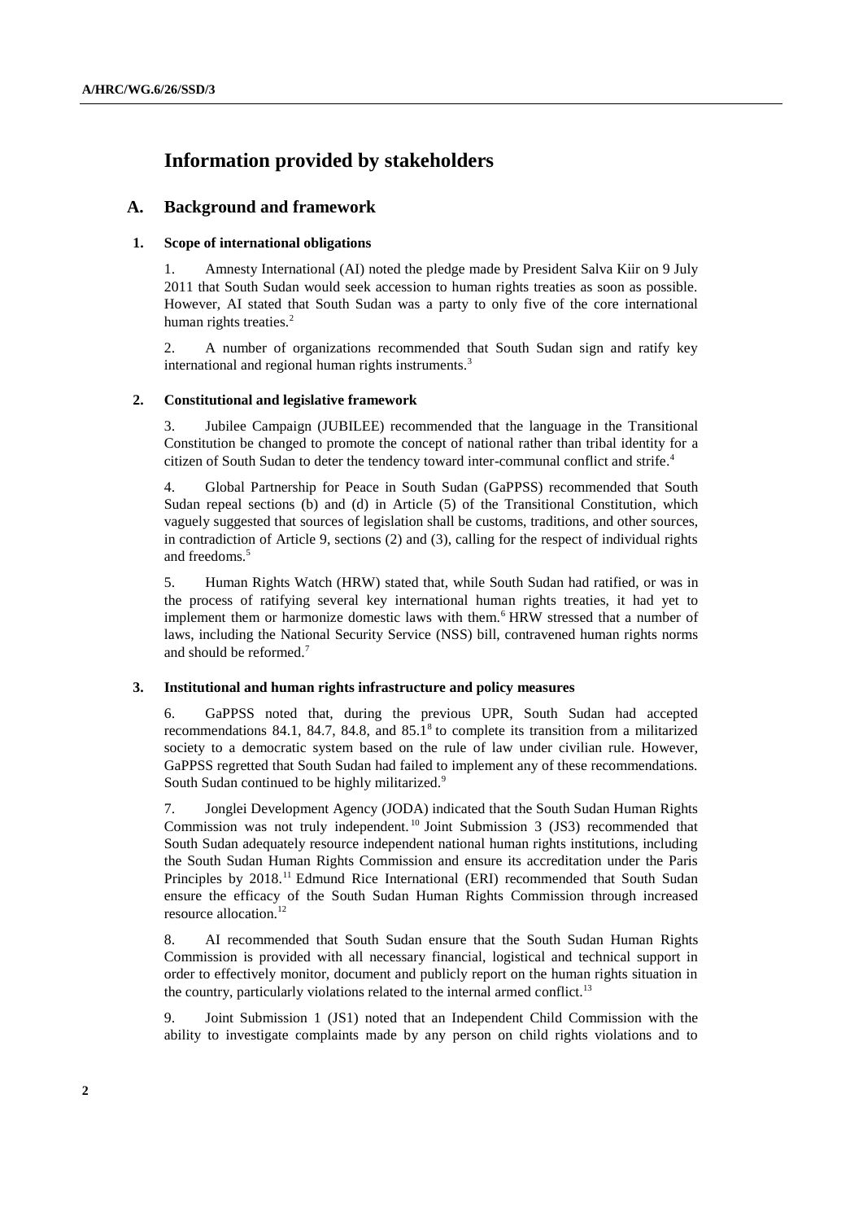# Information provided by stakeholders

## A. Background and framework

### 1. Scope of international obligations

1. Amnesty International (AI) noted the pledge made by President Salva Kiir on 9 July 2011 that South Sudan would seek accession to human rights treaties as soon as possible. However, AI stated that South Sudan was a party to only five of the core international human rights treaties.[2]

2. A number of organizations recommended that South Sudan sign and ratify key international and regional human rights instruments.[3]

### 2. Constitutional and legislative framework

3. Jubilee Campaign (JUBILEE) recommended that the language in the Transitional Constitution be changed to promote the concept of national rather than tribal identity for a citizen of South Sudan to deter the tendency toward inter-communal conflict and strife.[4]

4. Global Partnership for Peace in South Sudan (GaPPSS) recommended that South Sudan repeal sections (b) and (d) in Article (5) of the Transitional Constitution, which vaguely suggested that sources of legislation shall be customs, traditions, and other sources, in contradiction of Article 9, sections (2) and (3), calling for the respect of individual rights and freedoms.[5]

5. Human Rights Watch (HRW) stated that, while South Sudan had ratified, or was in the process of ratifying several key international human rights treaties, it had yet to implement them or harmonize domestic laws with them.[6] HRW stressed that a number of laws, including the National Security Service (NSS) bill, contravened human rights norms and should be reformed.[7]

### 3. Institutional and human rights infrastructure and policy measures

6. GaPPSS noted that, during the previous UPR, South Sudan had accepted recommendations 84.1, 84.7, 84.8, and 85.1[8] to complete its transition from a militarized society to a democratic system based on the rule of law under civilian rule. However, GaPPSS regretted that South Sudan had failed to implement any of these recommendations. South Sudan continued to be highly militarized.[9]

7. Jonglei Development Agency (JODA) indicated that the South Sudan Human Rights Commission was not truly independent.[10] Joint Submission 3 (JS3) recommended that South Sudan adequately resource independent national human rights institutions, including the South Sudan Human Rights Commission and ensure its accreditation under the Paris Principles by 2018.[11] Edmund Rice International (ERI) recommended that South Sudan ensure the efficacy of the South Sudan Human Rights Commission through increased resource allocation.[12]

8. AI recommended that South Sudan ensure that the South Sudan Human Rights Commission is provided with all necessary financial, logistical and technical support in order to effectively monitor, document and publicly report on the human rights situation in the country, particularly violations related to the internal armed conflict.[13]

9. Joint Submission 1 (JS1) noted that an Independent Child Commission with the ability to investigate complaints made by any person on child rights violations and to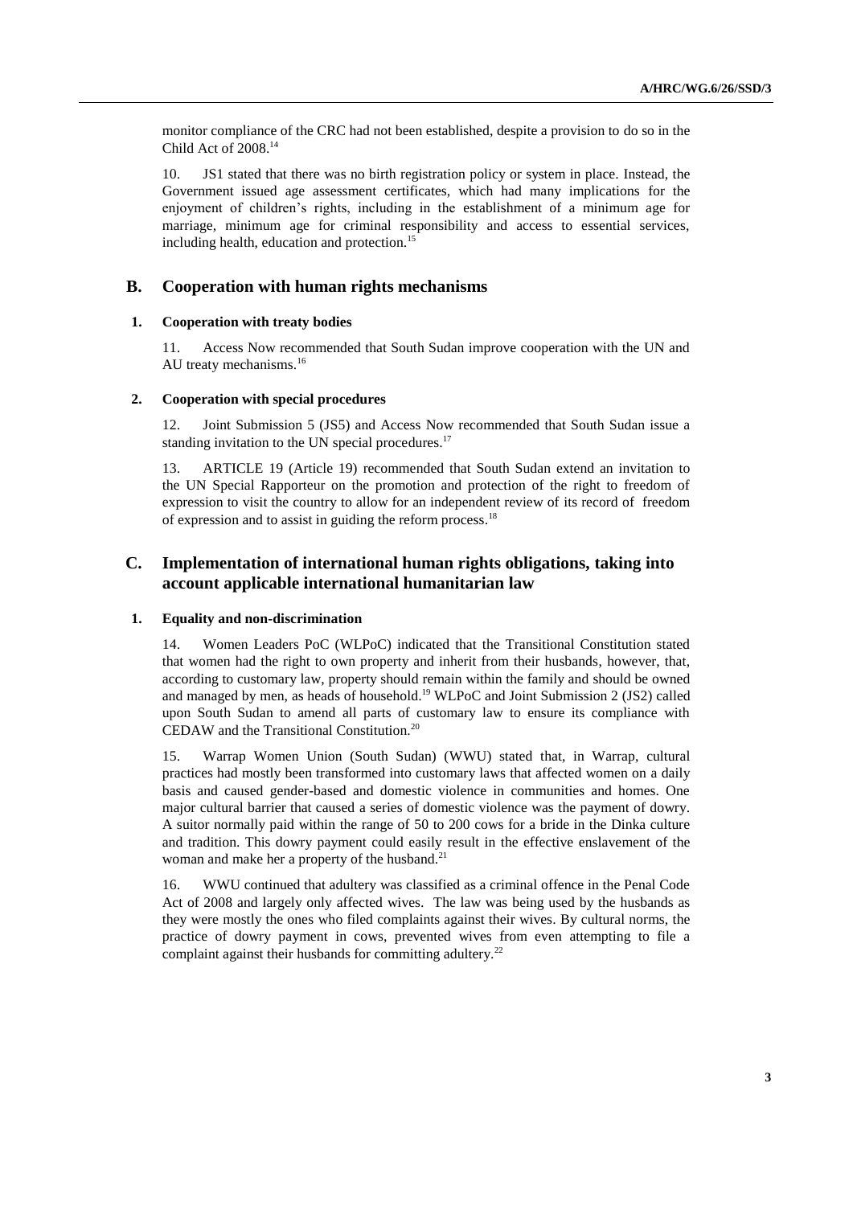monitor compliance of the CRC had not been established, despite a provision to do so in the Child Act of 2008.[14]

10. JS1 stated that there was no birth registration policy or system in place. Instead, the Government issued age assessment certificates, which had many implications for the enjoyment of children's rights, including in the establishment of a minimum age for marriage, minimum age for criminal responsibility and access to essential services, including health, education and protection.[15]

## B. Cooperation with human rights mechanisms

### 1. Cooperation with treaty bodies

11. Access Now recommended that South Sudan improve cooperation with the UN and AU treaty mechanisms.[16]

### 2. Cooperation with special procedures

12. Joint Submission 5 (JS5) and Access Now recommended that South Sudan issue a standing invitation to the UN special procedures.[17]

13. ARTICLE 19 (Article 19) recommended that South Sudan extend an invitation to the UN Special Rapporteur on the promotion and protection of the right to freedom of expression to visit the country to allow for an independent review of its record of freedom of expression and to assist in guiding the reform process.[18]

## C. Implementation of international human rights obligations, taking into account applicable international humanitarian law

### 1. Equality and non-discrimination

14. Women Leaders PoC (WLPoC) indicated that the Transitional Constitution stated that women had the right to own property and inherit from their husbands, however, that, according to customary law, property should remain within the family and should be owned and managed by men, as heads of household.[19] WLPoC and Joint Submission 2 (JS2) called upon South Sudan to amend all parts of customary law to ensure its compliance with CEDAW and the Transitional Constitution.[20]

15. Warrap Women Union (South Sudan) (WWU) stated that, in Warrap, cultural practices had mostly been transformed into customary laws that affected women on a daily basis and caused gender-based and domestic violence in communities and homes. One major cultural barrier that caused a series of domestic violence was the payment of dowry. A suitor normally paid within the range of 50 to 200 cows for a bride in the Dinka culture and tradition. This dowry payment could easily result in the effective enslavement of the woman and make her a property of the husband.[21]

16. WWU continued that adultery was classified as a criminal offence in the Penal Code Act of 2008 and largely only affected wives. The law was being used by the husbands as they were mostly the ones who filed complaints against their wives. By cultural norms, the practice of dowry payment in cows, prevented wives from even attempting to file a complaint against their husbands for committing adultery.[22]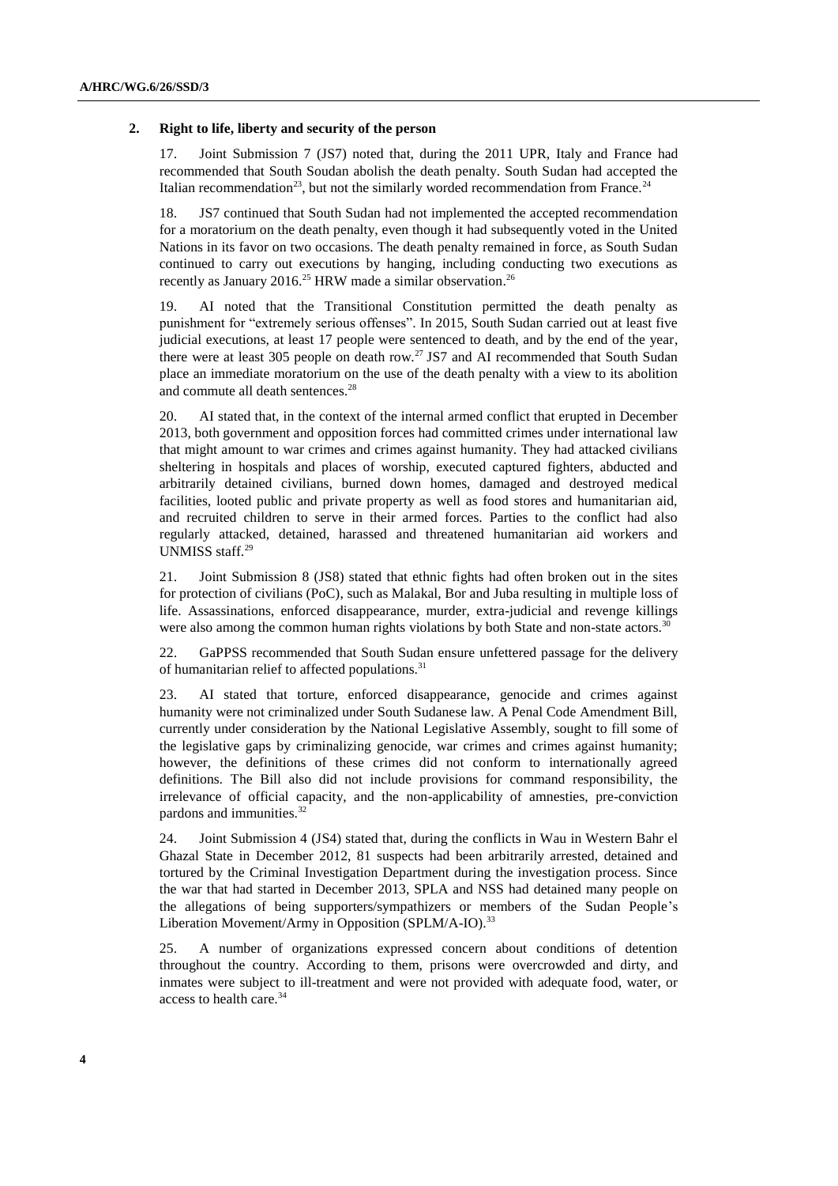## 2. Right to life, liberty and security of the person

17. Joint Submission 7 (JS7) noted that, during the 2011 UPR, Italy and France had recommended that South Soudan abolish the death penalty. South Sudan had accepted the Italian recommendation[23], but not the similarly worded recommendation from France.[24]

18. JS7 continued that South Sudan had not implemented the accepted recommendation for a moratorium on the death penalty, even though it had subsequently voted in the United Nations in its favor on two occasions. The death penalty remained in force, as South Sudan continued to carry out executions by hanging, including conducting two executions as recently as January 2016.[25] HRW made a similar observation.[26]

19. AI noted that the Transitional Constitution permitted the death penalty as punishment for "extremely serious offenses". In 2015, South Sudan carried out at least five judicial executions, at least 17 people were sentenced to death, and by the end of the year, there were at least 305 people on death row.[27] JS7 and AI recommended that South Sudan place an immediate moratorium on the use of the death penalty with a view to its abolition and commute all death sentences.[28]

20. AI stated that, in the context of the internal armed conflict that erupted in December 2013, both government and opposition forces had committed crimes under international law that might amount to war crimes and crimes against humanity. They had attacked civilians sheltering in hospitals and places of worship, executed captured fighters, abducted and arbitrarily detained civilians, burned down homes, damaged and destroyed medical facilities, looted public and private property as well as food stores and humanitarian aid, and recruited children to serve in their armed forces. Parties to the conflict had also regularly attacked, detained, harassed and threatened humanitarian aid workers and UNMISS staff.[29]

21. Joint Submission 8 (JS8) stated that ethnic fights had often broken out in the sites for protection of civilians (PoC), such as Malakal, Bor and Juba resulting in multiple loss of life. Assassinations, enforced disappearance, murder, extra-judicial and revenge killings were also among the common human rights violations by both State and non-state actors.[30]

22. GaPPSS recommended that South Sudan ensure unfettered passage for the delivery of humanitarian relief to affected populations.[31]

23. AI stated that torture, enforced disappearance, genocide and crimes against humanity were not criminalized under South Sudanese law. A Penal Code Amendment Bill, currently under consideration by the National Legislative Assembly, sought to fill some of the legislative gaps by criminalizing genocide, war crimes and crimes against humanity; however, the definitions of these crimes did not conform to internationally agreed definitions. The Bill also did not include provisions for command responsibility, the irrelevance of official capacity, and the non-applicability of amnesties, pre-conviction pardons and immunities.[32]

24. Joint Submission 4 (JS4) stated that, during the conflicts in Wau in Western Bahr el Ghazal State in December 2012, 81 suspects had been arbitrarily arrested, detained and tortured by the Criminal Investigation Department during the investigation process. Since the war that had started in December 2013, SPLA and NSS had detained many people on the allegations of being supporters/sympathizers or members of the Sudan People's Liberation Movement/Army in Opposition (SPLM/A-IO).[33]

25. A number of organizations expressed concern about conditions of detention throughout the country. According to them, prisons were overcrowded and dirty, and inmates were subject to ill-treatment and were not provided with adequate food, water, or access to health care.[34]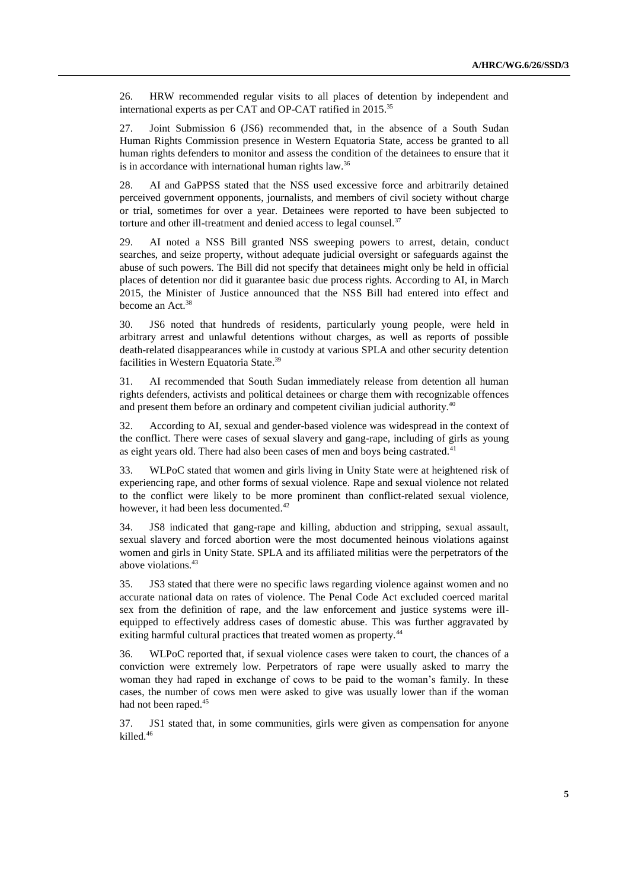26. HRW recommended regular visits to all places of detention by independent and international experts as per CAT and OP-CAT ratified in 2015.[35]

27. Joint Submission 6 (JS6) recommended that, in the absence of a South Sudan Human Rights Commission presence in Western Equatoria State, access be granted to all human rights defenders to monitor and assess the condition of the detainees to ensure that it is in accordance with international human rights law.[36]

28. AI and GaPPSS stated that the NSS used excessive force and arbitrarily detained perceived government opponents, journalists, and members of civil society without charge or trial, sometimes for over a year. Detainees were reported to have been subjected to torture and other ill-treatment and denied access to legal counsel.[37]

29. AI noted a NSS Bill granted NSS sweeping powers to arrest, detain, conduct searches, and seize property, without adequate judicial oversight or safeguards against the abuse of such powers. The Bill did not specify that detainees might only be held in official places of detention nor did it guarantee basic due process rights. According to AI, in March 2015, the Minister of Justice announced that the NSS Bill had entered into effect and become an Act.[38]

30. JS6 noted that hundreds of residents, particularly young people, were held in arbitrary arrest and unlawful detentions without charges, as well as reports of possible death-related disappearances while in custody at various SPLA and other security detention facilities in Western Equatoria State.[39]

31. AI recommended that South Sudan immediately release from detention all human rights defenders, activists and political detainees or charge them with recognizable offences and present them before an ordinary and competent civilian judicial authority.[40]

32. According to AI, sexual and gender-based violence was widespread in the context of the conflict. There were cases of sexual slavery and gang-rape, including of girls as young as eight years old. There had also been cases of men and boys being castrated.[41]

33. WLPoC stated that women and girls living in Unity State were at heightened risk of experiencing rape, and other forms of sexual violence. Rape and sexual violence not related to the conflict were likely to be more prominent than conflict-related sexual violence, however, it had been less documented.[42]

34. JS8 indicated that gang-rape and killing, abduction and stripping, sexual assault, sexual slavery and forced abortion were the most documented heinous violations against women and girls in Unity State. SPLA and its affiliated militias were the perpetrators of the above violations.[43]

35. JS3 stated that there were no specific laws regarding violence against women and no accurate national data on rates of violence. The Penal Code Act excluded coerced marital sex from the definition of rape, and the law enforcement and justice systems were ill-equipped to effectively address cases of domestic abuse. This was further aggravated by exiting harmful cultural practices that treated women as property.[44]

36. WLPoC reported that, if sexual violence cases were taken to court, the chances of a conviction were extremely low. Perpetrators of rape were usually asked to marry the woman they had raped in exchange of cows to be paid to the woman's family. In these cases, the number of cows men were asked to give was usually lower than if the woman had not been raped.[45]

37. JS1 stated that, in some communities, girls were given as compensation for anyone killed.[46]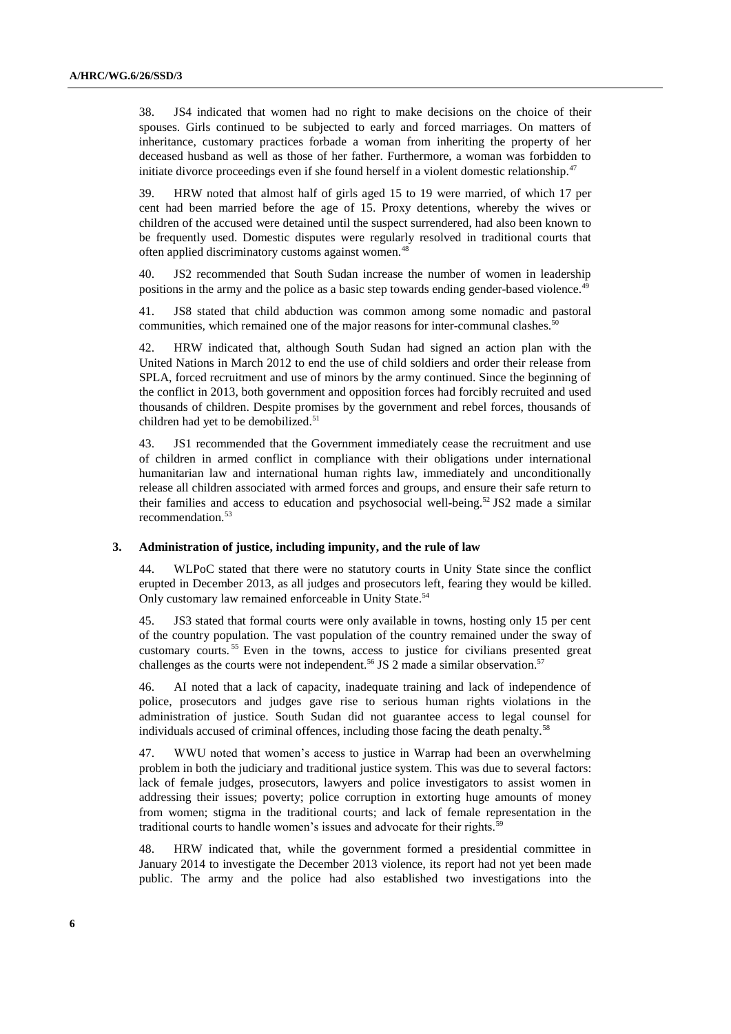38. JS4 indicated that women had no right to make decisions on the choice of their spouses. Girls continued to be subjected to early and forced marriages. On matters of inheritance, customary practices forbade a woman from inheriting the property of her deceased husband as well as those of her father. Furthermore, a woman was forbidden to initiate divorce proceedings even if she found herself in a violent domestic relationship.[47]

39. HRW noted that almost half of girls aged 15 to 19 were married, of which 17 per cent had been married before the age of 15. Proxy detentions, whereby the wives or children of the accused were detained until the suspect surrendered, had also been known to be frequently used. Domestic disputes were regularly resolved in traditional courts that often applied discriminatory customs against women.[48]

40. JS2 recommended that South Sudan increase the number of women in leadership positions in the army and the police as a basic step towards ending gender-based violence.[49]

41. JS8 stated that child abduction was common among some nomadic and pastoral communities, which remained one of the major reasons for inter-communal clashes.[50]

42. HRW indicated that, although South Sudan had signed an action plan with the United Nations in March 2012 to end the use of child soldiers and order their release from SPLA, forced recruitment and use of minors by the army continued. Since the beginning of the conflict in 2013, both government and opposition forces had forcibly recruited and used thousands of children. Despite promises by the government and rebel forces, thousands of children had yet to be demobilized.[51]

43. JS1 recommended that the Government immediately cease the recruitment and use of children in armed conflict in compliance with their obligations under international humanitarian law and international human rights law, immediately and unconditionally release all children associated with armed forces and groups, and ensure their safe return to their families and access to education and psychosocial well-being.[52] JS2 made a similar recommendation.[53]

### 3. Administration of justice, including impunity, and the rule of law

44. WLPoC stated that there were no statutory courts in Unity State since the conflict erupted in December 2013, as all judges and prosecutors left, fearing they would be killed. Only customary law remained enforceable in Unity State.[54]

45. JS3 stated that formal courts were only available in towns, hosting only 15 per cent of the country population. The vast population of the country remained under the sway of customary courts.[55] Even in the towns, access to justice for civilians presented great challenges as the courts were not independent.[56] JS 2 made a similar observation.[57]

46. AI noted that a lack of capacity, inadequate training and lack of independence of police, prosecutors and judges gave rise to serious human rights violations in the administration of justice. South Sudan did not guarantee access to legal counsel for individuals accused of criminal offences, including those facing the death penalty.[58]

47. WWU noted that women's access to justice in Warrap had been an overwhelming problem in both the judiciary and traditional justice system. This was due to several factors: lack of female judges, prosecutors, lawyers and police investigators to assist women in addressing their issues; poverty; police corruption in extorting huge amounts of money from women; stigma in the traditional courts; and lack of female representation in the traditional courts to handle women's issues and advocate for their rights.[59]

48. HRW indicated that, while the government formed a presidential committee in January 2014 to investigate the December 2013 violence, its report had not yet been made public. The army and the police had also established two investigations into the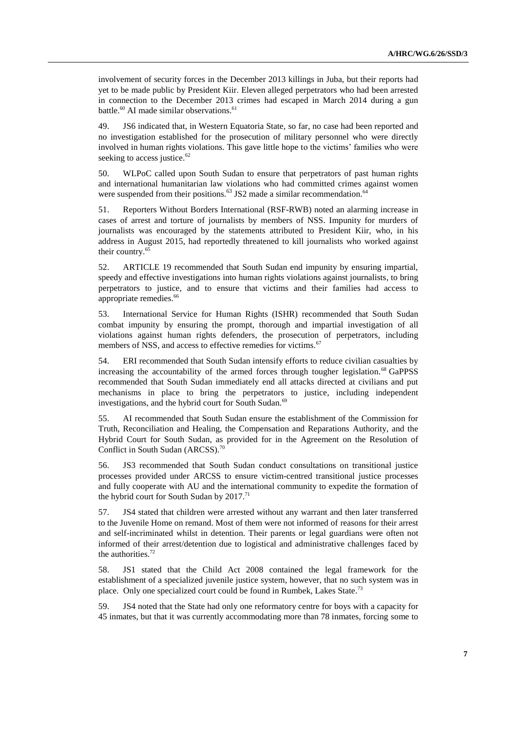involvement of security forces in the December 2013 killings in Juba, but their reports had yet to be made public by President Kiir. Eleven alleged perpetrators who had been arrested in connection to the December 2013 crimes had escaped in March 2014 during a gun battle.[60] AI made similar observations.[61]

49. JS6 indicated that, in Western Equatoria State, so far, no case had been reported and no investigation established for the prosecution of military personnel who were directly involved in human rights violations. This gave little hope to the victims' families who were seeking to access justice.[62]

50. WLPoC called upon South Sudan to ensure that perpetrators of past human rights and international humanitarian law violations who had committed crimes against women were suspended from their positions.[63] JS2 made a similar recommendation.[64]

51. Reporters Without Borders International (RSF-RWB) noted an alarming increase in cases of arrest and torture of journalists by members of NSS. Impunity for murders of journalists was encouraged by the statements attributed to President Kiir, who, in his address in August 2015, had reportedly threatened to kill journalists who worked against their country.[65]

52. ARTICLE 19 recommended that South Sudan end impunity by ensuring impartial, speedy and effective investigations into human rights violations against journalists, to bring perpetrators to justice, and to ensure that victims and their families had access to appropriate remedies.[66]

53. International Service for Human Rights (ISHR) recommended that South Sudan combat impunity by ensuring the prompt, thorough and impartial investigation of all violations against human rights defenders, the prosecution of perpetrators, including members of NSS, and access to effective remedies for victims.[67]

54. ERI recommended that South Sudan intensify efforts to reduce civilian casualties by increasing the accountability of the armed forces through tougher legislation.[68] GaPPSS recommended that South Sudan immediately end all attacks directed at civilians and put mechanisms in place to bring the perpetrators to justice, including independent investigations, and the hybrid court for South Sudan.[69]

55. AI recommended that South Sudan ensure the establishment of the Commission for Truth, Reconciliation and Healing, the Compensation and Reparations Authority, and the Hybrid Court for South Sudan, as provided for in the Agreement on the Resolution of Conflict in South Sudan (ARCSS).[70]

56. JS3 recommended that South Sudan conduct consultations on transitional justice processes provided under ARCSS to ensure victim-centred transitional justice processes and fully cooperate with AU and the international community to expedite the formation of the hybrid court for South Sudan by 2017.[71]

57. JS4 stated that children were arrested without any warrant and then later transferred to the Juvenile Home on remand. Most of them were not informed of reasons for their arrest and self-incriminated whilst in detention. Their parents or legal guardians were often not informed of their arrest/detention due to logistical and administrative challenges faced by the authorities.[72]

58. JS1 stated that the Child Act 2008 contained the legal framework for the establishment of a specialized juvenile justice system, however, that no such system was in place. Only one specialized court could be found in Rumbek, Lakes State.[73]

59. JS4 noted that the State had only one reformatory centre for boys with a capacity for 45 inmates, but that it was currently accommodating more than 78 inmates, forcing some to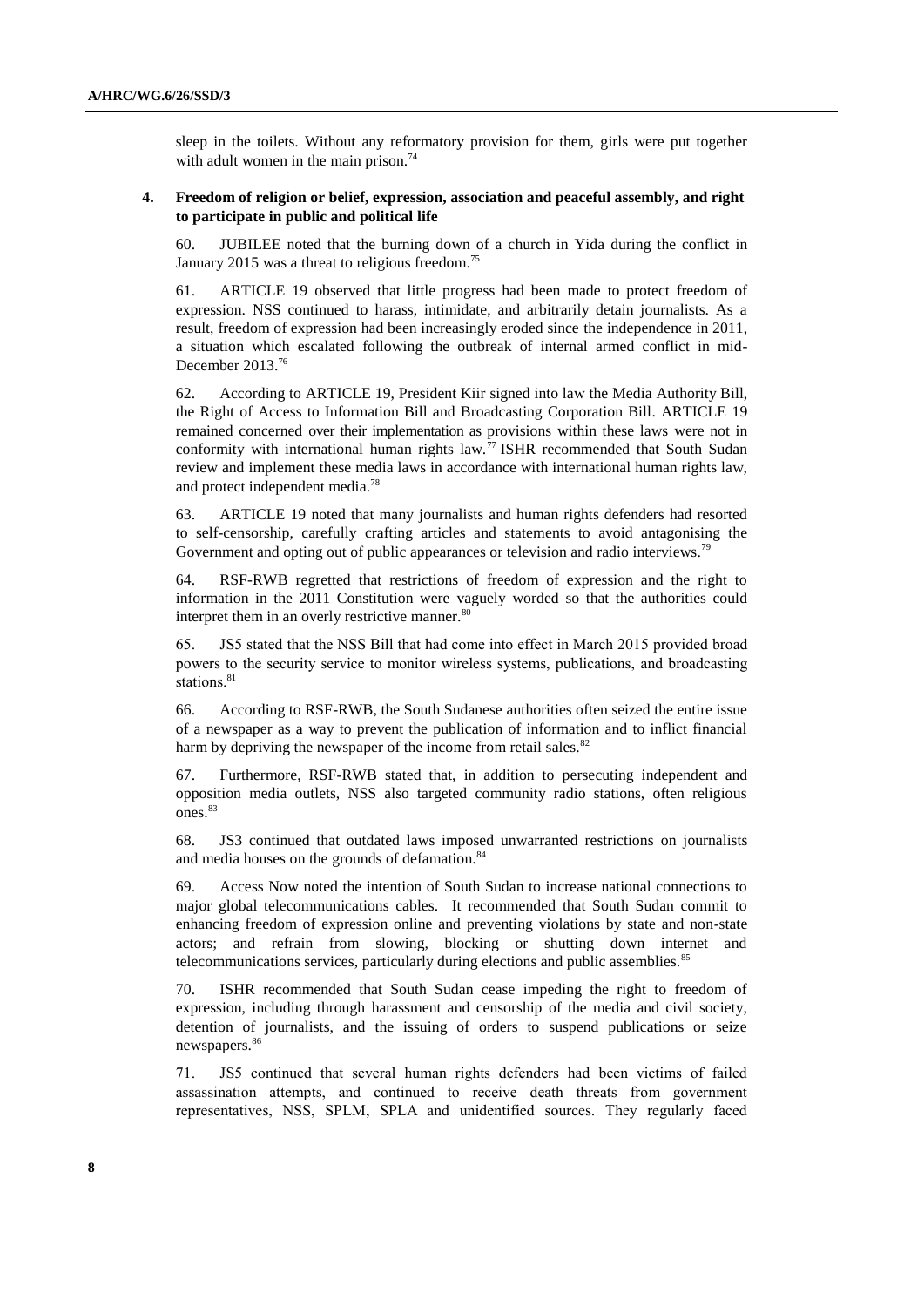sleep in the toilets. Without any reformatory provision for them, girls were put together with adult women in the main prison.[74]

### 4. Freedom of religion or belief, expression, association and peaceful assembly, and right to participate in public and political life

60. JUBILEE noted that the burning down of a church in Yida during the conflict in January 2015 was a threat to religious freedom.[75]

61. ARTICLE 19 observed that little progress had been made to protect freedom of expression. NSS continued to harass, intimidate, and arbitrarily detain journalists. As a result, freedom of expression had been increasingly eroded since the independence in 2011, a situation which escalated following the outbreak of internal armed conflict in mid-December 2013.[76]

62. According to ARTICLE 19, President Kiir signed into law the Media Authority Bill, the Right of Access to Information Bill and Broadcasting Corporation Bill. ARTICLE 19 remained concerned over their implementation as provisions within these laws were not in conformity with international human rights law.[77] ISHR recommended that South Sudan review and implement these media laws in accordance with international human rights law, and protect independent media.[78]

63. ARTICLE 19 noted that many journalists and human rights defenders had resorted to self-censorship, carefully crafting articles and statements to avoid antagonising the Government and opting out of public appearances or television and radio interviews.[79]

64. RSF-RWB regretted that restrictions of freedom of expression and the right to information in the 2011 Constitution were vaguely worded so that the authorities could interpret them in an overly restrictive manner.[80]

65. JS5 stated that the NSS Bill that had come into effect in March 2015 provided broad powers to the security service to monitor wireless systems, publications, and broadcasting stations.[81]

66. According to RSF-RWB, the South Sudanese authorities often seized the entire issue of a newspaper as a way to prevent the publication of information and to inflict financial harm by depriving the newspaper of the income from retail sales.[82]

67. Furthermore, RSF-RWB stated that, in addition to persecuting independent and opposition media outlets, NSS also targeted community radio stations, often religious ones.[83]

68. JS3 continued that outdated laws imposed unwarranted restrictions on journalists and media houses on the grounds of defamation.[84]

69. Access Now noted the intention of South Sudan to increase national connections to major global telecommunications cables. It recommended that South Sudan commit to enhancing freedom of expression online and preventing violations by state and non-state actors; and refrain from slowing, blocking or shutting down internet and telecommunications services, particularly during elections and public assemblies.[85]

70. ISHR recommended that South Sudan cease impeding the right to freedom of expression, including through harassment and censorship of the media and civil society, detention of journalists, and the issuing of orders to suspend publications or seize newspapers.[86]

71. JS5 continued that several human rights defenders had been victims of failed assassination attempts, and continued to receive death threats from government representatives, NSS, SPLM, SPLA and unidentified sources. They regularly faced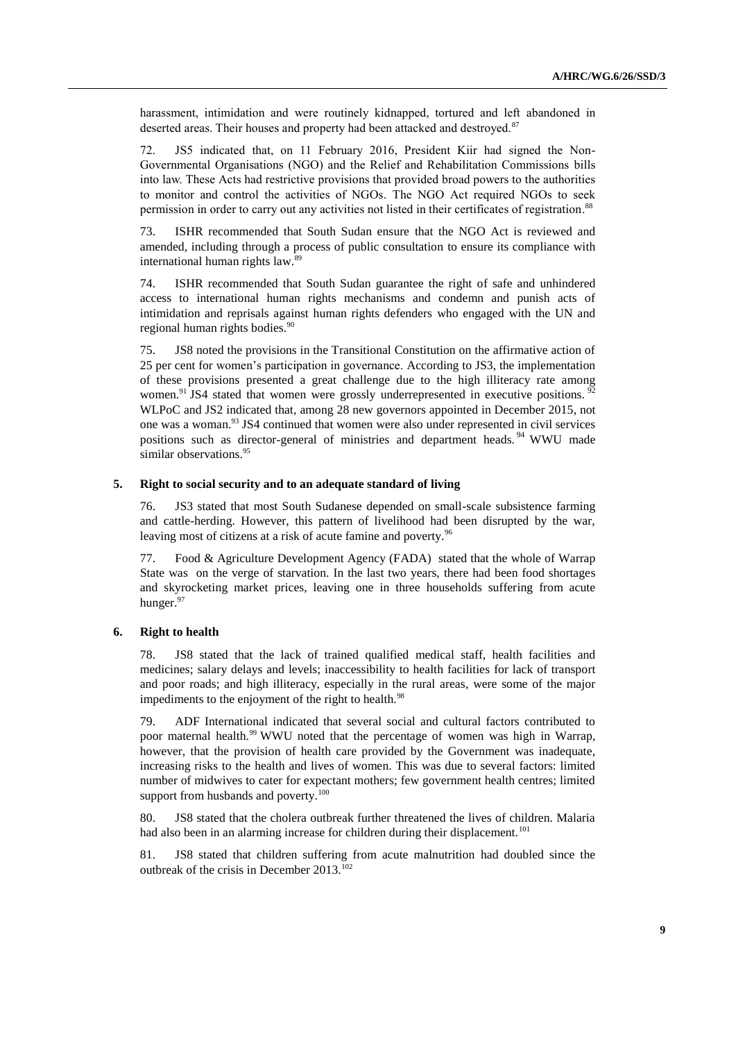harassment, intimidation and were routinely kidnapped, tortured and left abandoned in deserted areas. Their houses and property had been attacked and destroyed.[87]

72. JS5 indicated that, on 11 February 2016, President Kiir had signed the Non-Governmental Organisations (NGO) and the Relief and Rehabilitation Commissions bills into law. These Acts had restrictive provisions that provided broad powers to the authorities to monitor and control the activities of NGOs. The NGO Act required NGOs to seek permission in order to carry out any activities not listed in their certificates of registration.[88]

73. ISHR recommended that South Sudan ensure that the NGO Act is reviewed and amended, including through a process of public consultation to ensure its compliance with international human rights law.[89]

74. ISHR recommended that South Sudan guarantee the right of safe and unhindered access to international human rights mechanisms and condemn and punish acts of intimidation and reprisals against human rights defenders who engaged with the UN and regional human rights bodies.[90]

75. JS8 noted the provisions in the Transitional Constitution on the affirmative action of 25 per cent for women's participation in governance. According to JS3, the implementation of these provisions presented a great challenge due to the high illiteracy rate among women.[91] JS4 stated that women were grossly underrepresented in executive positions.[92] WLPoC and JS2 indicated that, among 28 new governors appointed in December 2015, not one was a woman.[93] JS4 continued that women were also under represented in civil services positions such as director-general of ministries and department heads.[94] WWU made similar observations.[95]

### 5. Right to social security and to an adequate standard of living

76. JS3 stated that most South Sudanese depended on small-scale subsistence farming and cattle-herding. However, this pattern of livelihood had been disrupted by the war, leaving most of citizens at a risk of acute famine and poverty.[96]

77. Food & Agriculture Development Agency (FADA) stated that the whole of Warrap State was on the verge of starvation. In the last two years, there had been food shortages and skyrocketing market prices, leaving one in three households suffering from acute hunger.[97]

### 6. Right to health

78. JS8 stated that the lack of trained qualified medical staff, health facilities and medicines; salary delays and levels; inaccessibility to health facilities for lack of transport and poor roads; and high illiteracy, especially in the rural areas, were some of the major impediments to the enjoyment of the right to health.[98]

79. ADF International indicated that several social and cultural factors contributed to poor maternal health.[99] WWU noted that the percentage of women was high in Warrap, however, that the provision of health care provided by the Government was inadequate, increasing risks to the health and lives of women. This was due to several factors: limited number of midwives to cater for expectant mothers; few government health centres; limited support from husbands and poverty.[100]

80. JS8 stated that the cholera outbreak further threatened the lives of children. Malaria had also been in an alarming increase for children during their displacement.[101]

81. JS8 stated that children suffering from acute malnutrition had doubled since the outbreak of the crisis in December 2013.[102]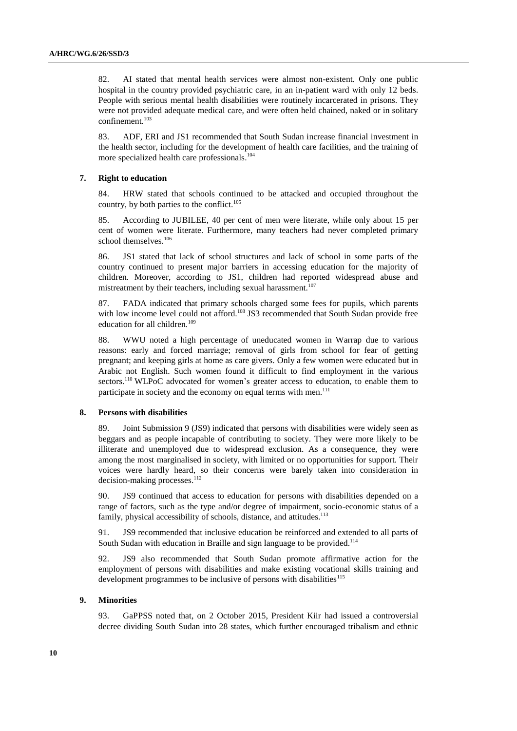82. AI stated that mental health services were almost non-existent. Only one public hospital in the country provided psychiatric care, in an in-patient ward with only 12 beds. People with serious mental health disabilities were routinely incarcerated in prisons. They were not provided adequate medical care, and were often held chained, naked or in solitary confinement.[103]

83. ADF, ERI and JS1 recommended that South Sudan increase financial investment in the health sector, including for the development of health care facilities, and the training of more specialized health care professionals.[104]

### 7. Right to education

84. HRW stated that schools continued to be attacked and occupied throughout the country, by both parties to the conflict.[105]

85. According to JUBILEE, 40 per cent of men were literate, while only about 15 per cent of women were literate. Furthermore, many teachers had never completed primary school themselves.[106]

86. JS1 stated that lack of school structures and lack of school in some parts of the country continued to present major barriers in accessing education for the majority of children. Moreover, according to JS1, children had reported widespread abuse and mistreatment by their teachers, including sexual harassment.[107]

87. FADA indicated that primary schools charged some fees for pupils, which parents with low income level could not afford.[108] JS3 recommended that South Sudan provide free education for all children.[109]

88. WWU noted a high percentage of uneducated women in Warrap due to various reasons: early and forced marriage; removal of girls from school for fear of getting pregnant; and keeping girls at home as care givers. Only a few women were educated but in Arabic not English. Such women found it difficult to find employment in the various sectors.[110] WLPoC advocated for women's greater access to education, to enable them to participate in society and the economy on equal terms with men.[111]

### 8. Persons with disabilities

89. Joint Submission 9 (JS9) indicated that persons with disabilities were widely seen as beggars and as people incapable of contributing to society. They were more likely to be illiterate and unemployed due to widespread exclusion. As a consequence, they were among the most marginalised in society, with limited or no opportunities for support. Their voices were hardly heard, so their concerns were barely taken into consideration in decision-making processes.[112]

90. JS9 continued that access to education for persons with disabilities depended on a range of factors, such as the type and/or degree of impairment, socio-economic status of a family, physical accessibility of schools, distance, and attitudes.[113]

91. JS9 recommended that inclusive education be reinforced and extended to all parts of South Sudan with education in Braille and sign language to be provided.[114]

92. JS9 also recommended that South Sudan promote affirmative action for the employment of persons with disabilities and make existing vocational skills training and development programmes to be inclusive of persons with disabilities[115]

### 9. Minorities

93. GaPPSS noted that, on 2 October 2015, President Kiir had issued a controversial decree dividing South Sudan into 28 states, which further encouraged tribalism and ethnic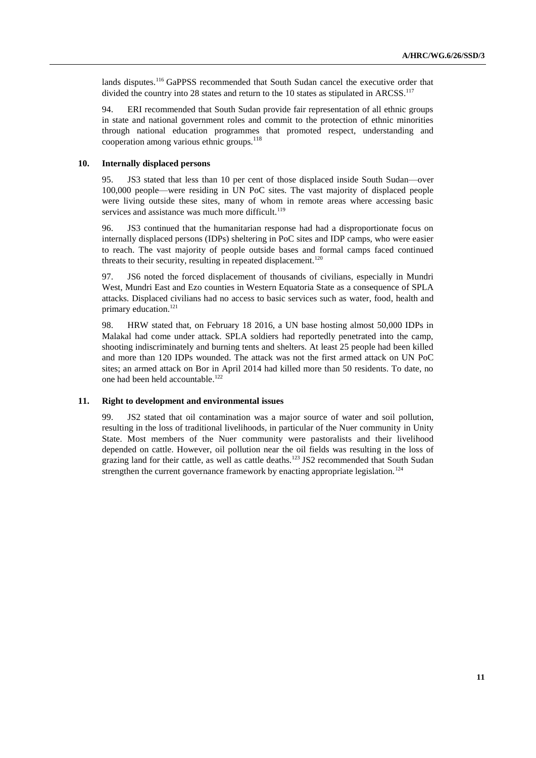lands disputes.[116] GaPPSS recommended that South Sudan cancel the executive order that divided the country into 28 states and return to the 10 states as stipulated in ARCSS.[117]

94. ERI recommended that South Sudan provide fair representation of all ethnic groups in state and national government roles and commit to the protection of ethnic minorities through national education programmes that promoted respect, understanding and cooperation among various ethnic groups.[118]

### 10. Internally displaced persons

95. JS3 stated that less than 10 per cent of those displaced inside South Sudan—over 100,000 people—were residing in UN PoC sites. The vast majority of displaced people were living outside these sites, many of whom in remote areas where accessing basic services and assistance was much more difficult.[119]

96. JS3 continued that the humanitarian response had had a disproportionate focus on internally displaced persons (IDPs) sheltering in PoC sites and IDP camps, who were easier to reach. The vast majority of people outside bases and formal camps faced continued threats to their security, resulting in repeated displacement.[120]

97. JS6 noted the forced displacement of thousands of civilians, especially in Mundri West, Mundri East and Ezo counties in Western Equatoria State as a consequence of SPLA attacks. Displaced civilians had no access to basic services such as water, food, health and primary education.[121]

98. HRW stated that, on February 18 2016, a UN base hosting almost 50,000 IDPs in Malakal had come under attack. SPLA soldiers had reportedly penetrated into the camp, shooting indiscriminately and burning tents and shelters. At least 25 people had been killed and more than 120 IDPs wounded. The attack was not the first armed attack on UN PoC sites; an armed attack on Bor in April 2014 had killed more than 50 residents. To date, no one had been held accountable.[122]

### 11. Right to development and environmental issues

99. JS2 stated that oil contamination was a major source of water and soil pollution, resulting in the loss of traditional livelihoods, in particular of the Nuer community in Unity State. Most members of the Nuer community were pastoralists and their livelihood depended on cattle. However, oil pollution near the oil fields was resulting in the loss of grazing land for their cattle, as well as cattle deaths.[123] JS2 recommended that South Sudan strengthen the current governance framework by enacting appropriate legislation.[124]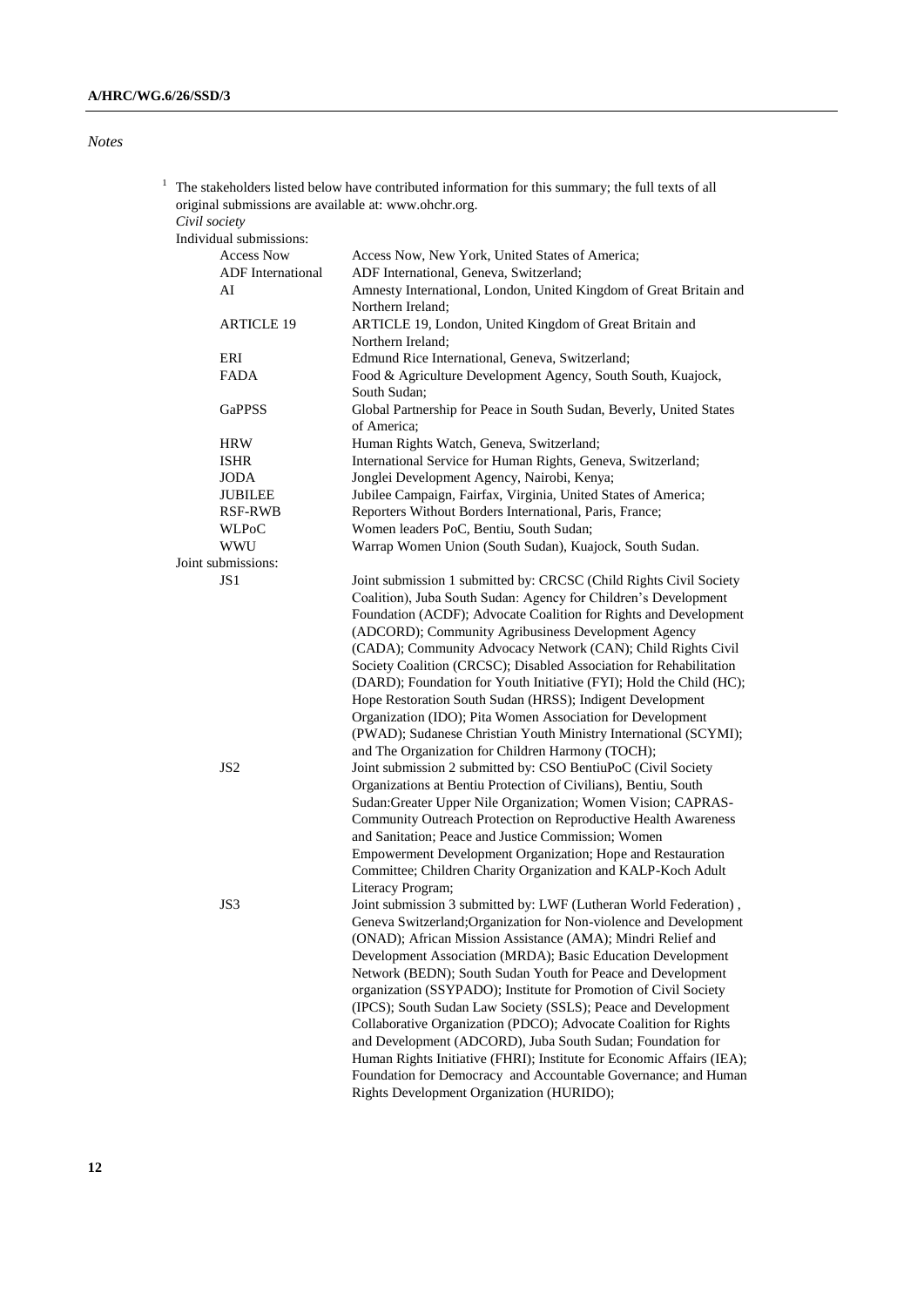*Notes*

[1] The stakeholders listed below have contributed information for this summary; the full texts of all original submissions are available at: www.ohchr.org.

*Civil society*

Individual submissions:

| | |
|---|---|
| Access Now | Access Now, New York, United States of America; |
| ADF International | ADF International, Geneva, Switzerland; |
| AI | Amnesty International, London, United Kingdom of Great Britain and Northern Ireland; |
| ARTICLE 19 | ARTICLE 19, London, United Kingdom of Great Britain and Northern Ireland; |
| ERI | Edmund Rice International, Geneva, Switzerland; |
| FADA | Food & Agriculture Development Agency, South South, Kuajock, South Sudan; |
| GaPPSS | Global Partnership for Peace in South Sudan, Beverly, United States of America; |
| HRW | Human Rights Watch, Geneva, Switzerland; |
| ISHR | International Service for Human Rights, Geneva, Switzerland; |
| JODA | Jonglei Development Agency, Nairobi, Kenya; |
| JUBILEE | Jubilee Campaign, Fairfax, Virginia, United States of America; |
| RSF-RWB | Reporters Without Borders International, Paris, France; |
| WLPoC | Women leaders PoC, Bentiu, South Sudan; |
| WWU | Warrap Women Union (South Sudan), Kuajock, South Sudan. |

Joint submissions:

| | |
|---|---|
| JS1 | Joint submission 1 submitted by: CRCSC (Child Rights Civil Society Coalition), Juba South Sudan: Agency for Children's Development Foundation (ACDF); Advocate Coalition for Rights and Development (ADCORD); Community Agribusiness Development Agency (CADA); Community Advocacy Network (CAN); Child Rights Civil Society Coalition (CRCSC); Disabled Association for Rehabilitation (DARD); Foundation for Youth Initiative (FYI); Hold the Child (HC); Hope Restoration South Sudan (HRSS); Indigent Development Organization (IDO); Pita Women Association for Development (PWAD); Sudanese Christian Youth Ministry International (SCYMI); and The Organization for Children Harmony (TOCH); |
| JS2 | Joint submission 2 submitted by: CSO BentiuPoC (Civil Society Organizations at Bentiu Protection of Civilians), Bentiu, South Sudan:Greater Upper Nile Organization; Women Vision; CAPRAS-Community Outreach Protection on Reproductive Health Awareness and Sanitation; Peace and Justice Commission; Women Empowerment Development Organization; Hope and Restauration Committee; Children Charity Organization and KALP-Koch Adult Literacy Program; |
| JS3 | Joint submission 3 submitted by: LWF (Lutheran World Federation) , Geneva Switzerland;Organization for Non-violence and Development (ONAD); African Mission Assistance (AMA); Mindri Relief and Development Association (MRDA); Basic Education Development Network (BEDN); South Sudan Youth for Peace and Development organization (SSYPADO); Institute for Promotion of Civil Society (IPCS); South Sudan Law Society (SSLS); Peace and Development Collaborative Organization (PDCO); Advocate Coalition for Rights and Development (ADCORD), Juba South Sudan; Foundation for Human Rights Initiative (FHRI); Institute for Economic Affairs (IEA); Foundation for Democracy and Accountable Governance; and Human Rights Development Organization (HURIDO); |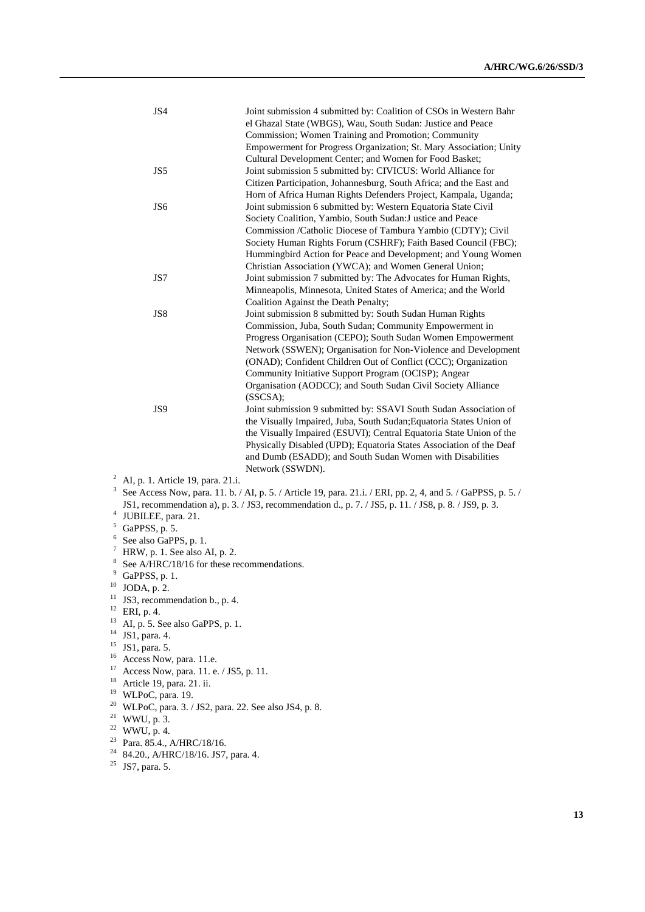| | |
|---|---|
| JS4 | Joint submission 4 submitted by: Coalition of CSOs in Western Bahr el Ghazal State (WBGS), Wau, South Sudan: Justice and Peace Commission; Women Training and Promotion; Community Empowerment for Progress Organization; St. Mary Association; Unity Cultural Development Center; and Women for Food Basket; |
| JS5 | Joint submission 5 submitted by: CIVICUS: World Alliance for Citizen Participation, Johannesburg, South Africa; and the East and Horn of Africa Human Rights Defenders Project, Kampala, Uganda; |
| JS6 | Joint submission 6 submitted by: Western Equatoria State Civil Society Coalition, Yambio, South Sudan:J ustice and Peace Commission /Catholic Diocese of Tambura Yambio (CDTY); Civil Society Human Rights Forum (CSHRF); Faith Based Council (FBC); Hummingbird Action for Peace and Development; and Young Women Christian Association (YWCA); and Women General Union; |
| JS7 | Joint submission 7 submitted by: The Advocates for Human Rights, Minneapolis, Minnesota, United States of America; and the World Coalition Against the Death Penalty; |
| JS8 | Joint submission 8 submitted by: South Sudan Human Rights Commission, Juba, South Sudan; Community Empowerment in Progress Organisation (CEPO); South Sudan Women Empowerment Network (SSWEN); Organisation for Non-Violence and Development (ONAD); Confident Children Out of Conflict (CCC); Organization Community Initiative Support Program (OCISP); Angear Organisation (AODCC); and South Sudan Civil Society Alliance (SSCSA); |
| JS9 | Joint submission 9 submitted by: SSAVI South Sudan Association of the Visually Impaired, Juba, South Sudan;Equatoria States Union of the Visually Impaired (ESUVI); Central Equatoria State Union of the Physically Disabled (UPD); Equatoria States Association of the Deaf and Dumb (ESADD); and South Sudan Women with Disabilities Network (SSWDN). |

[2] AI, p. 1. Article 19, para. 21.i.

[3] See Access Now, para. 11. b. / AI, p. 5. / Article 19, para. 21.i. / ERI, pp. 2, 4, and 5. / GaPPSS, p. 5. / JS1, recommendation a), p. 3. / JS3, recommendation d., p. 7. / JS5, p. 11. / JS8, p. 8. / JS9, p. 3.

[4] JUBILEE, para. 21.

[5] GaPPSS, p. 5.

[6] See also GaPPS, p. 1.

[7] HRW, p. 1. See also AI, p. 2.

[8] See A/HRC/18/16 for these recommendations.

[9] GaPPSS, p. 1.

[10] JODA, p. 2.

[11] JS3, recommendation b., p. 4.

[12] ERI, p. 4.

[13] AI, p. 5. See also GaPPS, p. 1.

[14] JS1, para. 4.

[15] JS1, para. 5.

[16] Access Now, para. 11.e.

[17] Access Now, para. 11. e. / JS5, p. 11.

[18] Article 19, para. 21. ii.

[19] WLPoC, para. 19.

[20] WLPoC, para. 3. / JS2, para. 22. See also JS4, p. 8.

[21] WWU, p. 3.

[22] WWU, p. 4.

[23] Para. 85.4., A/HRC/18/16.

[24] 84.20., A/HRC/18/16. JS7, para. 4.

[25] JS7, para. 5.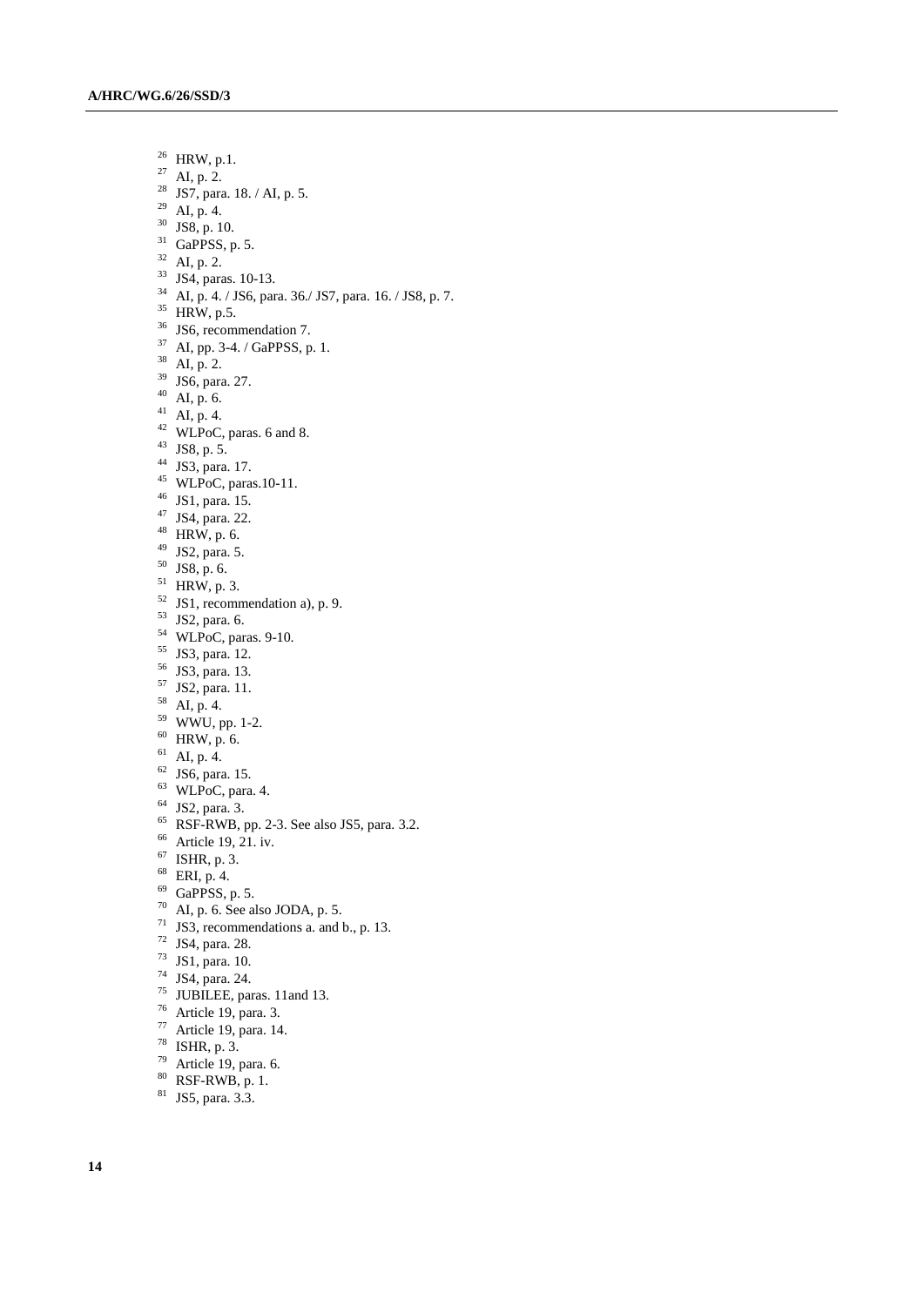[26] HRW, p.1.
[27] AI, p. 2.
[28] JS7, para. 18. / AI, p. 5.
[29] AI, p. 4.
[30] JS8, p. 10.
[31] GaPPSS, p. 5.
[32] AI, p. 2.
[33] JS4, paras. 10-13.
[34] AI, p. 4. / JS6, para. 36./ JS7, para. 16. / JS8, p. 7.
[35] HRW, p.5.
[36] JS6, recommendation 7.
[37] AI, pp. 3-4. / GaPPSS, p. 1.
[38] AI, p. 2.
[39] JS6, para. 27.
[40] AI, p. 6.
[41] AI, p. 4.
[42] WLPoC, paras. 6 and 8.
[43] JS8, p. 5.
[44] JS3, para. 17.
[45] WLPoC, paras.10-11.
[46] JS1, para. 15.
[47] JS4, para. 22.
[48] HRW, p. 6.
[49] JS2, para. 5.
[50] JS8, p. 6.
[51] HRW, p. 3.
[52] JS1, recommendation a), p. 9.
[53] JS2, para. 6.
[54] WLPoC, paras. 9-10.
[55] JS3, para. 12.
[56] JS3, para. 13.
[57] JS2, para. 11.
[58] AI, p. 4.
[59] WWU, pp. 1-2.
[60] HRW, p. 6.
[61] AI, p. 4.
[62] JS6, para. 15.
[63] WLPoC, para. 4.
[64] JS2, para. 3.
[65] RSF-RWB, pp. 2-3. See also JS5, para. 3.2.
[66] Article 19, 21. iv.
[67] ISHR, p. 3.
[68] ERI, p. 4.
[69] GaPPSS, p. 5.
[70] AI, p. 6. See also JODA, p. 5.
[71] JS3, recommendations a. and b., p. 13.
[72] JS4, para. 28.
[73] JS1, para. 10.
[74] JS4, para. 24.
[75] JUBILEE, paras. 11and 13.
[76] Article 19, para. 3.
[77] Article 19, para. 14.
[78] ISHR, p. 3.
[79] Article 19, para. 6.
[80] RSF-RWB, p. 1.
[81] JS5, para. 3.3.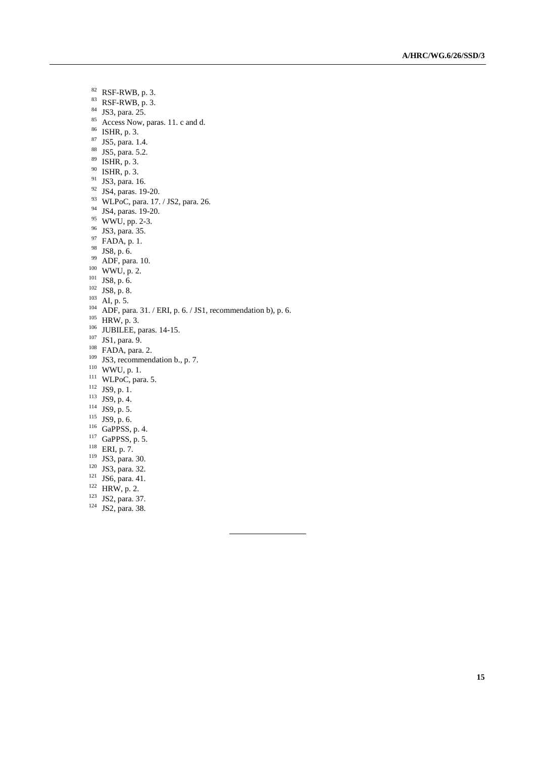[82] RSF-RWB, p. 3.
[83] RSF-RWB, p. 3.
[84] JS3, para. 25.
[85] Access Now, paras. 11. c and d.
[86] ISHR, p. 3.
[87] JS5, para. 1.4.
[88] JS5, para. 5.2.
[89] ISHR, p. 3.
[90] ISHR, p. 3.
[91] JS3, para. 16.
[92] JS4, paras. 19-20.
[93] WLPoC, para. 17. / JS2, para. 26.
[94] JS4, paras. 19-20.
[95] WWU, pp. 2-3.
[96] JS3, para. 35.
[97] FADA, p. 1.
[98] JS8, p. 6.
[99] ADF, para. 10.
[100] WWU, p. 2.
[101] JS8, p. 6.
[102] JS8, p. 8.
[103] AI, p. 5.
[104] ADF, para. 31. / ERI, p. 6. / JS1, recommendation b), p. 6.
[105] HRW, p. 3.
[106] JUBILEE, paras. 14-15.
[107] JS1, para. 9.
[108] FADA, para. 2.
[109] JS3, recommendation b., p. 7.
[110] WWU, p. 1.
[111] WLPoC, para. 5.
[112] JS9, p. 1.
[113] JS9, p. 4.
[114] JS9, p. 5.
[115] JS9, p. 6.
[116] GaPPSS, p. 4.
[117] GaPPSS, p. 5.
[118] ERI, p. 7.
[119] JS3, para. 30.
[120] JS3, para. 32.
[121] JS6, para. 41.
[122] HRW, p. 2.
[123] JS2, para. 37.
[124] JS2, para. 38.